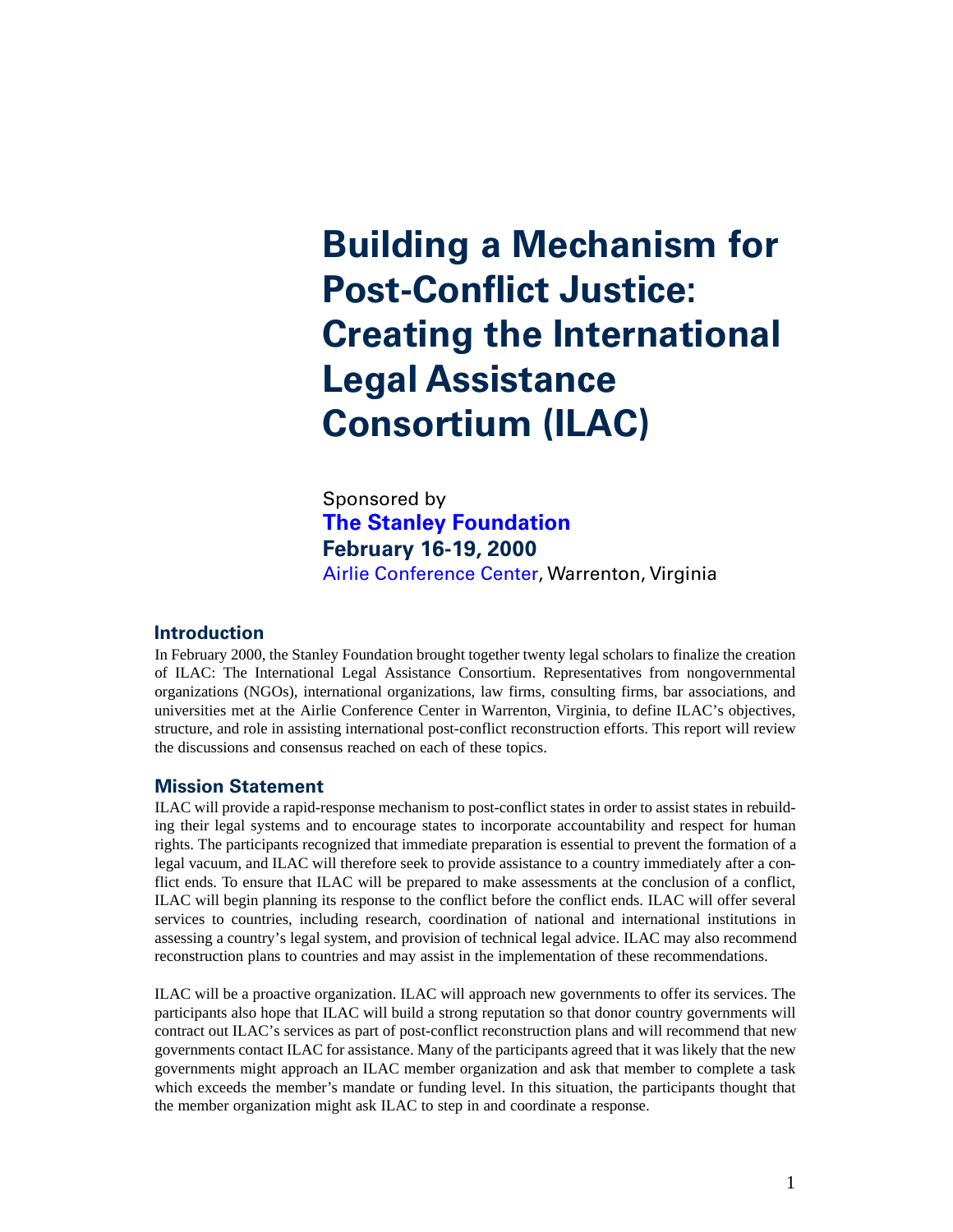# Building a Mechanism for Post-Conflict Justice: Creating the International Legal Assistance Consortium (ILAC)

Sponsored by
**The Stanley Foundation**
**February 16-19, 2000**
Airlie Conference Center, Warrenton, Virginia

## Introduction

In February 2000, the Stanley Foundation brought together twenty legal scholars to finalize the creation of ILAC: The International Legal Assistance Consortium. Representatives from nongovernmental organizations (NGOs), international organizations, law firms, consulting firms, bar associations, and universities met at the Airlie Conference Center in Warrenton, Virginia, to define ILAC's objectives, structure, and role in assisting international post-conflict reconstruction efforts. This report will review the discussions and consensus reached on each of these topics.

## Mission Statement

ILAC will provide a rapid-response mechanism to post-conflict states in order to assist states in rebuilding their legal systems and to encourage states to incorporate accountability and respect for human rights. The participants recognized that immediate preparation is essential to prevent the formation of a legal vacuum, and ILAC will therefore seek to provide assistance to a country immediately after a conflict ends. To ensure that ILAC will be prepared to make assessments at the conclusion of a conflict, ILAC will begin planning its response to the conflict before the conflict ends. ILAC will offer several services to countries, including research, coordination of national and international institutions in assessing a country's legal system, and provision of technical legal advice. ILAC may also recommend reconstruction plans to countries and may assist in the implementation of these recommendations.

ILAC will be a proactive organization. ILAC will approach new governments to offer its services. The participants also hope that ILAC will build a strong reputation so that donor country governments will contract out ILAC's services as part of post-conflict reconstruction plans and will recommend that new governments contact ILAC for assistance. Many of the participants agreed that it was likely that the new governments might approach an ILAC member organization and ask that member to complete a task which exceeds the member's mandate or funding level. In this situation, the participants thought that the member organization might ask ILAC to step in and coordinate a response.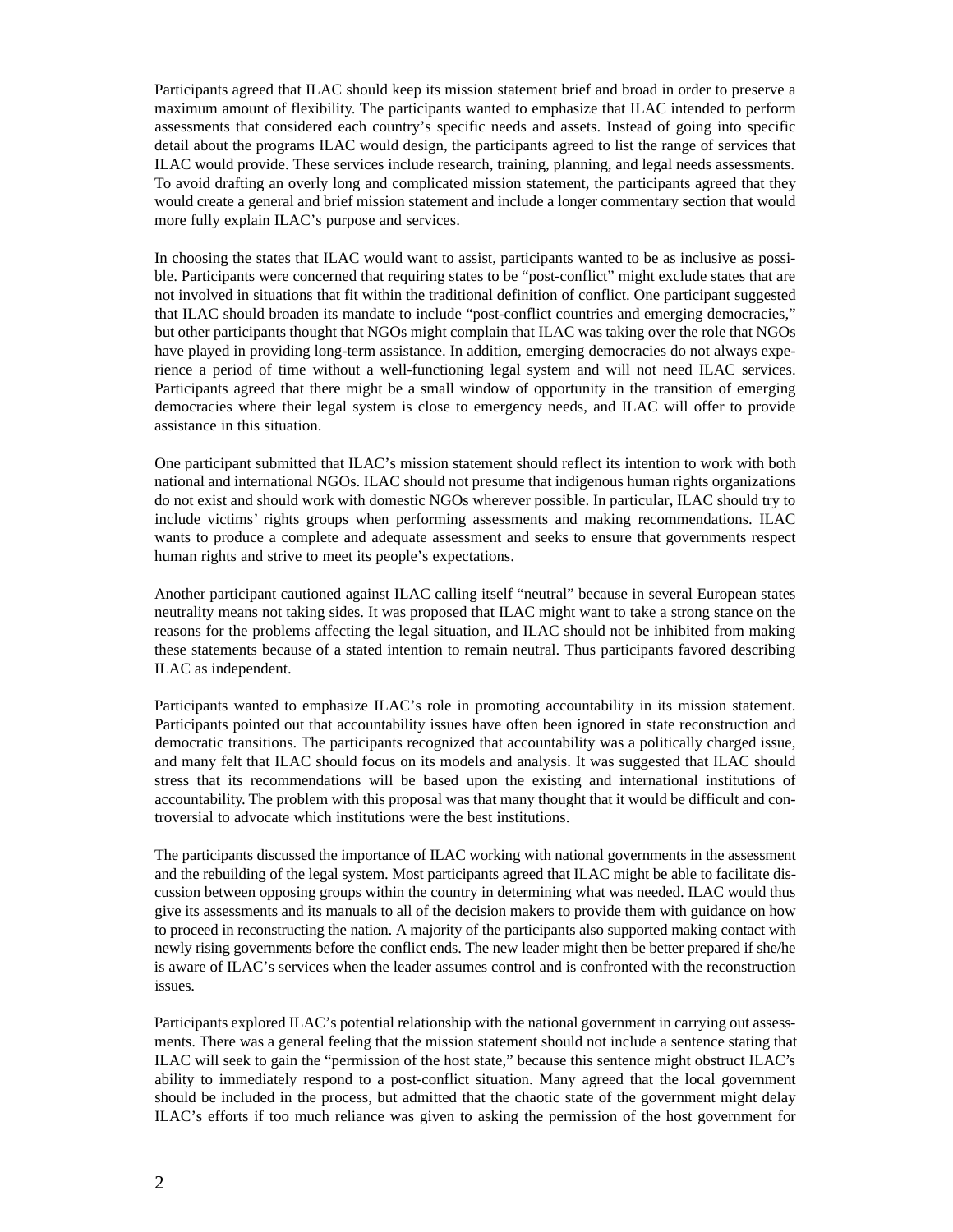Participants agreed that ILAC should keep its mission statement brief and broad in order to preserve a maximum amount of flexibility. The participants wanted to emphasize that ILAC intended to perform assessments that considered each country's specific needs and assets. Instead of going into specific detail about the programs ILAC would design, the participants agreed to list the range of services that ILAC would provide. These services include research, training, planning, and legal needs assessments. To avoid drafting an overly long and complicated mission statement, the participants agreed that they would create a general and brief mission statement and include a longer commentary section that would more fully explain ILAC's purpose and services.

In choosing the states that ILAC would want to assist, participants wanted to be as inclusive as possible. Participants were concerned that requiring states to be "post-conflict" might exclude states that are not involved in situations that fit within the traditional definition of conflict. One participant suggested that ILAC should broaden its mandate to include "post-conflict countries and emerging democracies," but other participants thought that NGOs might complain that ILAC was taking over the role that NGOs have played in providing long-term assistance. In addition, emerging democracies do not always experience a period of time without a well-functioning legal system and will not need ILAC services. Participants agreed that there might be a small window of opportunity in the transition of emerging democracies where their legal system is close to emergency needs, and ILAC will offer to provide assistance in this situation.

One participant submitted that ILAC's mission statement should reflect its intention to work with both national and international NGOs. ILAC should not presume that indigenous human rights organizations do not exist and should work with domestic NGOs wherever possible. In particular, ILAC should try to include victims' rights groups when performing assessments and making recommendations. ILAC wants to produce a complete and adequate assessment and seeks to ensure that governments respect human rights and strive to meet its people's expectations.

Another participant cautioned against ILAC calling itself "neutral" because in several European states neutrality means not taking sides. It was proposed that ILAC might want to take a strong stance on the reasons for the problems affecting the legal situation, and ILAC should not be inhibited from making these statements because of a stated intention to remain neutral. Thus participants favored describing ILAC as independent.

Participants wanted to emphasize ILAC's role in promoting accountability in its mission statement. Participants pointed out that accountability issues have often been ignored in state reconstruction and democratic transitions. The participants recognized that accountability was a politically charged issue, and many felt that ILAC should focus on its models and analysis. It was suggested that ILAC should stress that its recommendations will be based upon the existing and international institutions of accountability. The problem with this proposal was that many thought that it would be difficult and controversial to advocate which institutions were the best institutions.

The participants discussed the importance of ILAC working with national governments in the assessment and the rebuilding of the legal system. Most participants agreed that ILAC might be able to facilitate discussion between opposing groups within the country in determining what was needed. ILAC would thus give its assessments and its manuals to all of the decision makers to provide them with guidance on how to proceed in reconstructing the nation. A majority of the participants also supported making contact with newly rising governments before the conflict ends. The new leader might then be better prepared if she/he is aware of ILAC's services when the leader assumes control and is confronted with the reconstruction issues.

Participants explored ILAC's potential relationship with the national government in carrying out assessments. There was a general feeling that the mission statement should not include a sentence stating that ILAC will seek to gain the "permission of the host state," because this sentence might obstruct ILAC's ability to immediately respond to a post-conflict situation. Many agreed that the local government should be included in the process, but admitted that the chaotic state of the government might delay ILAC's efforts if too much reliance was given to asking the permission of the host government for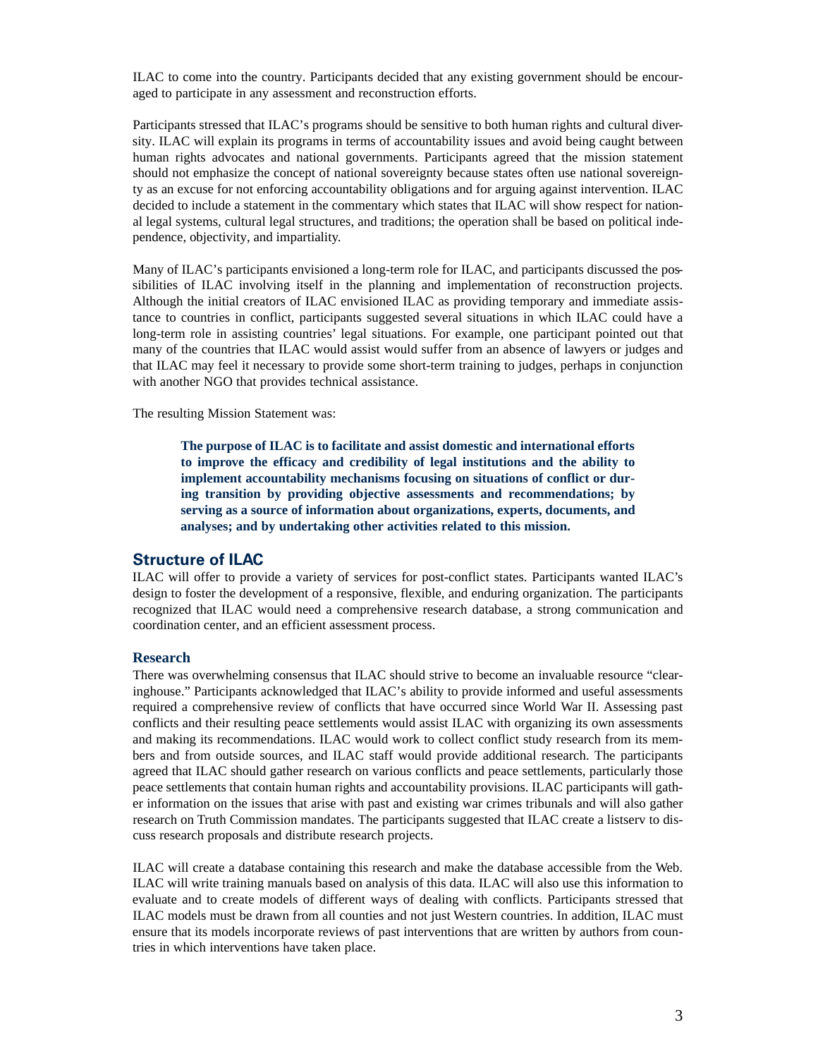ILAC to come into the country. Participants decided that any existing government should be encouraged to participate in any assessment and reconstruction efforts.

Participants stressed that ILAC's programs should be sensitive to both human rights and cultural diversity. ILAC will explain its programs in terms of accountability issues and avoid being caught between human rights advocates and national governments. Participants agreed that the mission statement should not emphasize the concept of national sovereignty because states often use national sovereignty as an excuse for not enforcing accountability obligations and for arguing against intervention. ILAC decided to include a statement in the commentary which states that ILAC will show respect for national legal systems, cultural legal structures, and traditions; the operation shall be based on political independence, objectivity, and impartiality.

Many of ILAC's participants envisioned a long-term role for ILAC, and participants discussed the possibilities of ILAC involving itself in the planning and implementation of reconstruction projects. Although the initial creators of ILAC envisioned ILAC as providing temporary and immediate assistance to countries in conflict, participants suggested several situations in which ILAC could have a long-term role in assisting countries' legal situations. For example, one participant pointed out that many of the countries that ILAC would assist would suffer from an absence of lawyers or judges and that ILAC may feel it necessary to provide some short-term training to judges, perhaps in conjunction with another NGO that provides technical assistance.

The resulting Mission Statement was:

> **The purpose of ILAC is to facilitate and assist domestic and international efforts to improve the efficacy and credibility of legal institutions and the ability to implement accountability mechanisms focusing on situations of conflict or during transition by providing objective assessments and recommendations; by serving as a source of information about organizations, experts, documents, and analyses; and by undertaking other activities related to this mission.**

## Structure of ILAC

ILAC will offer to provide a variety of services for post-conflict states. Participants wanted ILAC's design to foster the development of a responsive, flexible, and enduring organization. The participants recognized that ILAC would need a comprehensive research database, a strong communication and coordination center, and an efficient assessment process.

### Research

There was overwhelming consensus that ILAC should strive to become an invaluable resource "clearinghouse." Participants acknowledged that ILAC's ability to provide informed and useful assessments required a comprehensive review of conflicts that have occurred since World War II. Assessing past conflicts and their resulting peace settlements would assist ILAC with organizing its own assessments and making its recommendations. ILAC would work to collect conflict study research from its members and from outside sources, and ILAC staff would provide additional research. The participants agreed that ILAC should gather research on various conflicts and peace settlements, particularly those peace settlements that contain human rights and accountability provisions. ILAC participants will gather information on the issues that arise with past and existing war crimes tribunals and will also gather research on Truth Commission mandates. The participants suggested that ILAC create a listserv to discuss research proposals and distribute research projects.

ILAC will create a database containing this research and make the database accessible from the Web. ILAC will write training manuals based on analysis of this data. ILAC will also use this information to evaluate and to create models of different ways of dealing with conflicts. Participants stressed that ILAC models must be drawn from all counties and not just Western countries. In addition, ILAC must ensure that its models incorporate reviews of past interventions that are written by authors from countries in which interventions have taken place.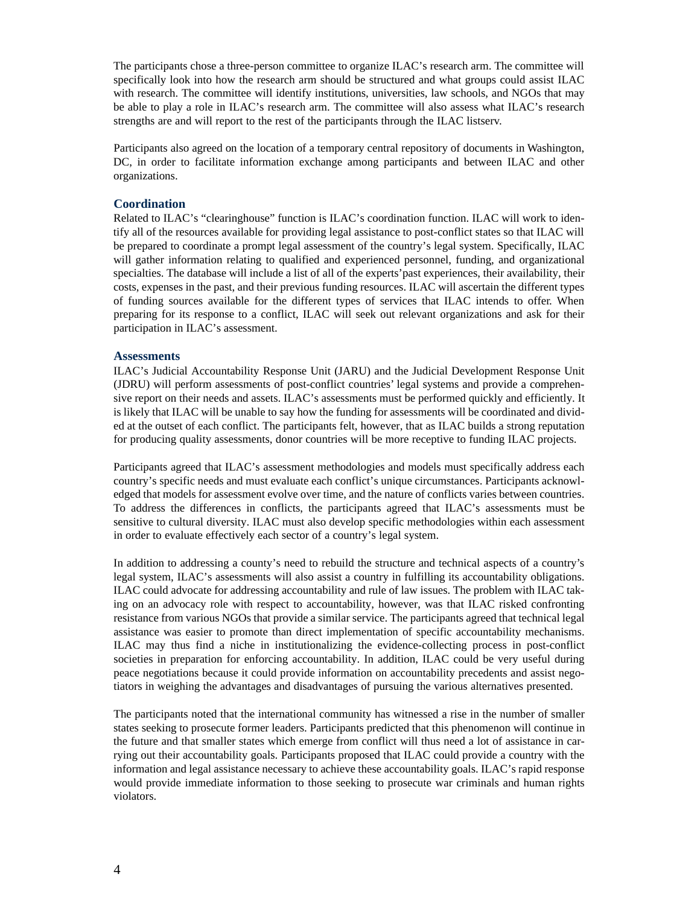The participants chose a three-person committee to organize ILAC's research arm. The committee will specifically look into how the research arm should be structured and what groups could assist ILAC with research. The committee will identify institutions, universities, law schools, and NGOs that may be able to play a role in ILAC's research arm. The committee will also assess what ILAC's research strengths are and will report to the rest of the participants through the ILAC listserv.

Participants also agreed on the location of a temporary central repository of documents in Washington, DC, in order to facilitate information exchange among participants and between ILAC and other organizations.

### Coordination

Related to ILAC's "clearinghouse" function is ILAC's coordination function. ILAC will work to identify all of the resources available for providing legal assistance to post-conflict states so that ILAC will be prepared to coordinate a prompt legal assessment of the country's legal system. Specifically, ILAC will gather information relating to qualified and experienced personnel, funding, and organizational specialties. The database will include a list of all of the experts'past experiences, their availability, their costs, expenses in the past, and their previous funding resources. ILAC will ascertain the different types of funding sources available for the different types of services that ILAC intends to offer. When preparing for its response to a conflict, ILAC will seek out relevant organizations and ask for their participation in ILAC's assessment.

### Assessments

ILAC's Judicial Accountability Response Unit (JARU) and the Judicial Development Response Unit (JDRU) will perform assessments of post-conflict countries' legal systems and provide a comprehensive report on their needs and assets. ILAC's assessments must be performed quickly and efficiently. It is likely that ILAC will be unable to say how the funding for assessments will be coordinated and divided at the outset of each conflict. The participants felt, however, that as ILAC builds a strong reputation for producing quality assessments, donor countries will be more receptive to funding ILAC projects.

Participants agreed that ILAC's assessment methodologies and models must specifically address each country's specific needs and must evaluate each conflict's unique circumstances. Participants acknowledged that models for assessment evolve over time, and the nature of conflicts varies between countries. To address the differences in conflicts, the participants agreed that ILAC's assessments must be sensitive to cultural diversity. ILAC must also develop specific methodologies within each assessment in order to evaluate effectively each sector of a country's legal system.

In addition to addressing a county's need to rebuild the structure and technical aspects of a country's legal system, ILAC's assessments will also assist a country in fulfilling its accountability obligations. ILAC could advocate for addressing accountability and rule of law issues. The problem with ILAC taking on an advocacy role with respect to accountability, however, was that ILAC risked confronting resistance from various NGOs that provide a similar service. The participants agreed that technical legal assistance was easier to promote than direct implementation of specific accountability mechanisms. ILAC may thus find a niche in institutionalizing the evidence-collecting process in post-conflict societies in preparation for enforcing accountability. In addition, ILAC could be very useful during peace negotiations because it could provide information on accountability precedents and assist negotiators in weighing the advantages and disadvantages of pursuing the various alternatives presented.

The participants noted that the international community has witnessed a rise in the number of smaller states seeking to prosecute former leaders. Participants predicted that this phenomenon will continue in the future and that smaller states which emerge from conflict will thus need a lot of assistance in carrying out their accountability goals. Participants proposed that ILAC could provide a country with the information and legal assistance necessary to achieve these accountability goals. ILAC's rapid response would provide immediate information to those seeking to prosecute war criminals and human rights violators.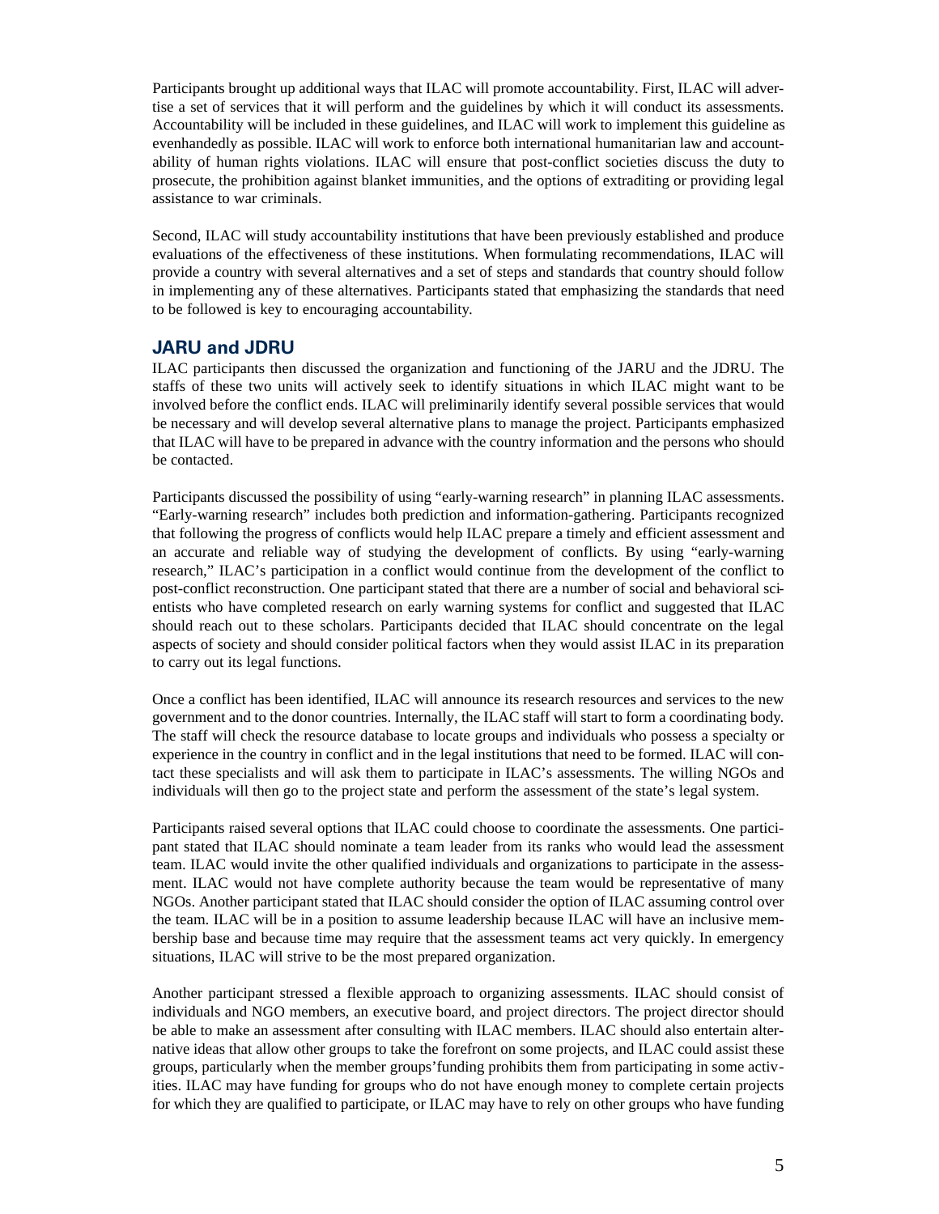Participants brought up additional ways that ILAC will promote accountability. First, ILAC will advertise a set of services that it will perform and the guidelines by which it will conduct its assessments. Accountability will be included in these guidelines, and ILAC will work to implement this guideline as evenhandedly as possible. ILAC will work to enforce both international humanitarian law and accountability of human rights violations. ILAC will ensure that post-conflict societies discuss the duty to prosecute, the prohibition against blanket immunities, and the options of extraditing or providing legal assistance to war criminals.

Second, ILAC will study accountability institutions that have been previously established and produce evaluations of the effectiveness of these institutions. When formulating recommendations, ILAC will provide a country with several alternatives and a set of steps and standards that country should follow in implementing any of these alternatives. Participants stated that emphasizing the standards that need to be followed is key to encouraging accountability.

## JARU and JDRU

ILAC participants then discussed the organization and functioning of the JARU and the JDRU. The staffs of these two units will actively seek to identify situations in which ILAC might want to be involved before the conflict ends. ILAC will preliminarily identify several possible services that would be necessary and will develop several alternative plans to manage the project. Participants emphasized that ILAC will have to be prepared in advance with the country information and the persons who should be contacted.

Participants discussed the possibility of using "early-warning research" in planning ILAC assessments. "Early-warning research" includes both prediction and information-gathering. Participants recognized that following the progress of conflicts would help ILAC prepare a timely and efficient assessment and an accurate and reliable way of studying the development of conflicts. By using "early-warning research," ILAC's participation in a conflict would continue from the development of the conflict to post-conflict reconstruction. One participant stated that there are a number of social and behavioral scientists who have completed research on early warning systems for conflict and suggested that ILAC should reach out to these scholars. Participants decided that ILAC should concentrate on the legal aspects of society and should consider political factors when they would assist ILAC in its preparation to carry out its legal functions.

Once a conflict has been identified, ILAC will announce its research resources and services to the new government and to the donor countries. Internally, the ILAC staff will start to form a coordinating body. The staff will check the resource database to locate groups and individuals who possess a specialty or experience in the country in conflict and in the legal institutions that need to be formed. ILAC will contact these specialists and will ask them to participate in ILAC's assessments. The willing NGOs and individuals will then go to the project state and perform the assessment of the state's legal system.

Participants raised several options that ILAC could choose to coordinate the assessments. One participant stated that ILAC should nominate a team leader from its ranks who would lead the assessment team. ILAC would invite the other qualified individuals and organizations to participate in the assessment. ILAC would not have complete authority because the team would be representative of many NGOs. Another participant stated that ILAC should consider the option of ILAC assuming control over the team. ILAC will be in a position to assume leadership because ILAC will have an inclusive membership base and because time may require that the assessment teams act very quickly. In emergency situations, ILAC will strive to be the most prepared organization.

Another participant stressed a flexible approach to organizing assessments. ILAC should consist of individuals and NGO members, an executive board, and project directors. The project director should be able to make an assessment after consulting with ILAC members. ILAC should also entertain alternative ideas that allow other groups to take the forefront on some projects, and ILAC could assist these groups, particularly when the member groups' funding prohibits them from participating in some activities. ILAC may have funding for groups who do not have enough money to complete certain projects for which they are qualified to participate, or ILAC may have to rely on other groups who have funding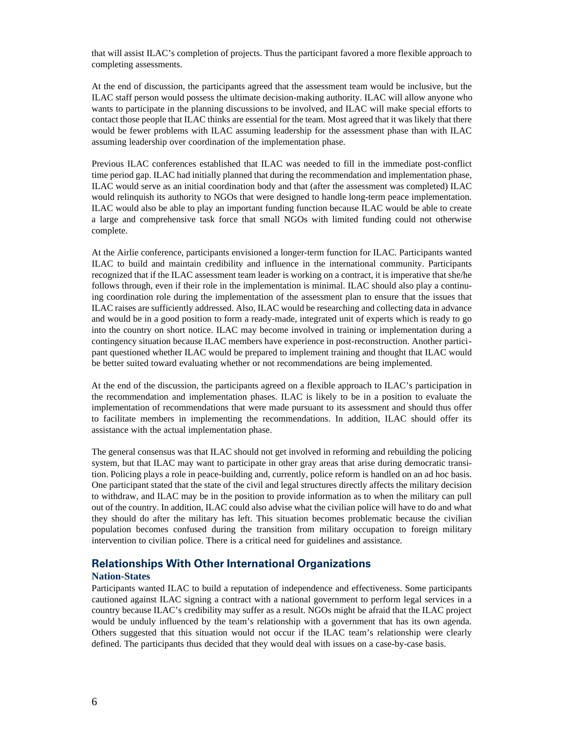that will assist ILAC's completion of projects. Thus the participant favored a more flexible approach to completing assessments.

At the end of discussion, the participants agreed that the assessment team would be inclusive, but the ILAC staff person would possess the ultimate decision-making authority. ILAC will allow anyone who wants to participate in the planning discussions to be involved, and ILAC will make special efforts to contact those people that ILAC thinks are essential for the team. Most agreed that it was likely that there would be fewer problems with ILAC assuming leadership for the assessment phase than with ILAC assuming leadership over coordination of the implementation phase.

Previous ILAC conferences established that ILAC was needed to fill in the immediate post-conflict time period gap. ILAC had initially planned that during the recommendation and implementation phase, ILAC would serve as an initial coordination body and that (after the assessment was completed) ILAC would relinquish its authority to NGOs that were designed to handle long-term peace implementation. ILAC would also be able to play an important funding function because ILAC would be able to create a large and comprehensive task force that small NGOs with limited funding could not otherwise complete.

At the Airlie conference, participants envisioned a longer-term function for ILAC. Participants wanted ILAC to build and maintain credibility and influence in the international community. Participants recognized that if the ILAC assessment team leader is working on a contract, it is imperative that she/he follows through, even if their role in the implementation is minimal. ILAC should also play a continuing coordination role during the implementation of the assessment plan to ensure that the issues that ILAC raises are sufficiently addressed. Also, ILAC would be researching and collecting data in advance and would be in a good position to form a ready-made, integrated unit of experts which is ready to go into the country on short notice. ILAC may become involved in training or implementation during a contingency situation because ILAC members have experience in post-reconstruction. Another participant questioned whether ILAC would be prepared to implement training and thought that ILAC would be better suited toward evaluating whether or not recommendations are being implemented.

At the end of the discussion, the participants agreed on a flexible approach to ILAC's participation in the recommendation and implementation phases. ILAC is likely to be in a position to evaluate the implementation of recommendations that were made pursuant to its assessment and should thus offer to facilitate members in implementing the recommendations. In addition, ILAC should offer its assistance with the actual implementation phase.

The general consensus was that ILAC should not get involved in reforming and rebuilding the policing system, but that ILAC may want to participate in other gray areas that arise during democratic transition. Policing plays a role in peace-building and, currently, police reform is handled on an ad hoc basis. One participant stated that the state of the civil and legal structures directly affects the military decision to withdraw, and ILAC may be in the position to provide information as to when the military can pull out of the country. In addition, ILAC could also advise what the civilian police will have to do and what they should do after the military has left. This situation becomes problematic because the civilian population becomes confused during the transition from military occupation to foreign military intervention to civilian police. There is a critical need for guidelines and assistance.

## Relationships With Other International Organizations

### Nation-States

Participants wanted ILAC to build a reputation of independence and effectiveness. Some participants cautioned against ILAC signing a contract with a national government to perform legal services in a country because ILAC's credibility may suffer as a result. NGOs might be afraid that the ILAC project would be unduly influenced by the team's relationship with a government that has its own agenda. Others suggested that this situation would not occur if the ILAC team's relationship were clearly defined. The participants thus decided that they would deal with issues on a case-by-case basis.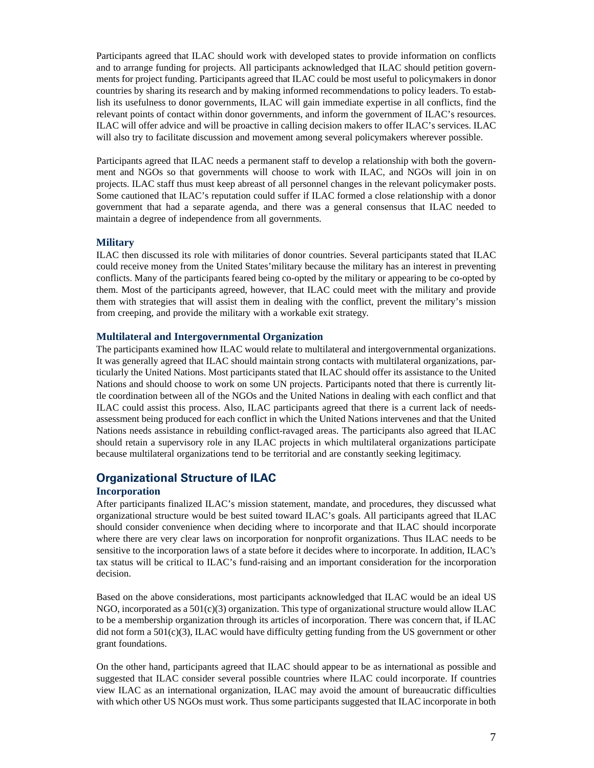Participants agreed that ILAC should work with developed states to provide information on conflicts and to arrange funding for projects. All participants acknowledged that ILAC should petition governments for project funding. Participants agreed that ILAC could be most useful to policymakers in donor countries by sharing its research and by making informed recommendations to policy leaders. To establish its usefulness to donor governments, ILAC will gain immediate expertise in all conflicts, find the relevant points of contact within donor governments, and inform the government of ILAC's resources. ILAC will offer advice and will be proactive in calling decision makers to offer ILAC's services. ILAC will also try to facilitate discussion and movement among several policymakers wherever possible.

Participants agreed that ILAC needs a permanent staff to develop a relationship with both the government and NGOs so that governments will choose to work with ILAC, and NGOs will join in on projects. ILAC staff thus must keep abreast of all personnel changes in the relevant policymaker posts. Some cautioned that ILAC's reputation could suffer if ILAC formed a close relationship with a donor government that had a separate agenda, and there was a general consensus that ILAC needed to maintain a degree of independence from all governments.

### Military

ILAC then discussed its role with militaries of donor countries. Several participants stated that ILAC could receive money from the United States'military because the military has an interest in preventing conflicts. Many of the participants feared being co-opted by the military or appearing to be co-opted by them. Most of the participants agreed, however, that ILAC could meet with the military and provide them with strategies that will assist them in dealing with the conflict, prevent the military's mission from creeping, and provide the military with a workable exit strategy.

### Multilateral and Intergovernmental Organization

The participants examined how ILAC would relate to multilateral and intergovernmental organizations. It was generally agreed that ILAC should maintain strong contacts with multilateral organizations, particularly the United Nations. Most participants stated that ILAC should offer its assistance to the United Nations and should choose to work on some UN projects. Participants noted that there is currently little coordination between all of the NGOs and the United Nations in dealing with each conflict and that ILAC could assist this process. Also, ILAC participants agreed that there is a current lack of needs-assessment being produced for each conflict in which the United Nations intervenes and that the United Nations needs assistance in rebuilding conflict-ravaged areas. The participants also agreed that ILAC should retain a supervisory role in any ILAC projects in which multilateral organizations participate because multilateral organizations tend to be territorial and are constantly seeking legitimacy.

## Organizational Structure of ILAC

### Incorporation

After participants finalized ILAC's mission statement, mandate, and procedures, they discussed what organizational structure would be best suited toward ILAC's goals. All participants agreed that ILAC should consider convenience when deciding where to incorporate and that ILAC should incorporate where there are very clear laws on incorporation for nonprofit organizations. Thus ILAC needs to be sensitive to the incorporation laws of a state before it decides where to incorporate. In addition, ILAC's tax status will be critical to ILAC's fund-raising and an important consideration for the incorporation decision.

Based on the above considerations, most participants acknowledged that ILAC would be an ideal US NGO, incorporated as a 501(c)(3) organization. This type of organizational structure would allow ILAC to be a membership organization through its articles of incorporation. There was concern that, if ILAC did not form a 501(c)(3), ILAC would have difficulty getting funding from the US government or other grant foundations.

On the other hand, participants agreed that ILAC should appear to be as international as possible and suggested that ILAC consider several possible countries where ILAC could incorporate. If countries view ILAC as an international organization, ILAC may avoid the amount of bureaucratic difficulties with which other US NGOs must work. Thus some participants suggested that ILAC incorporate in both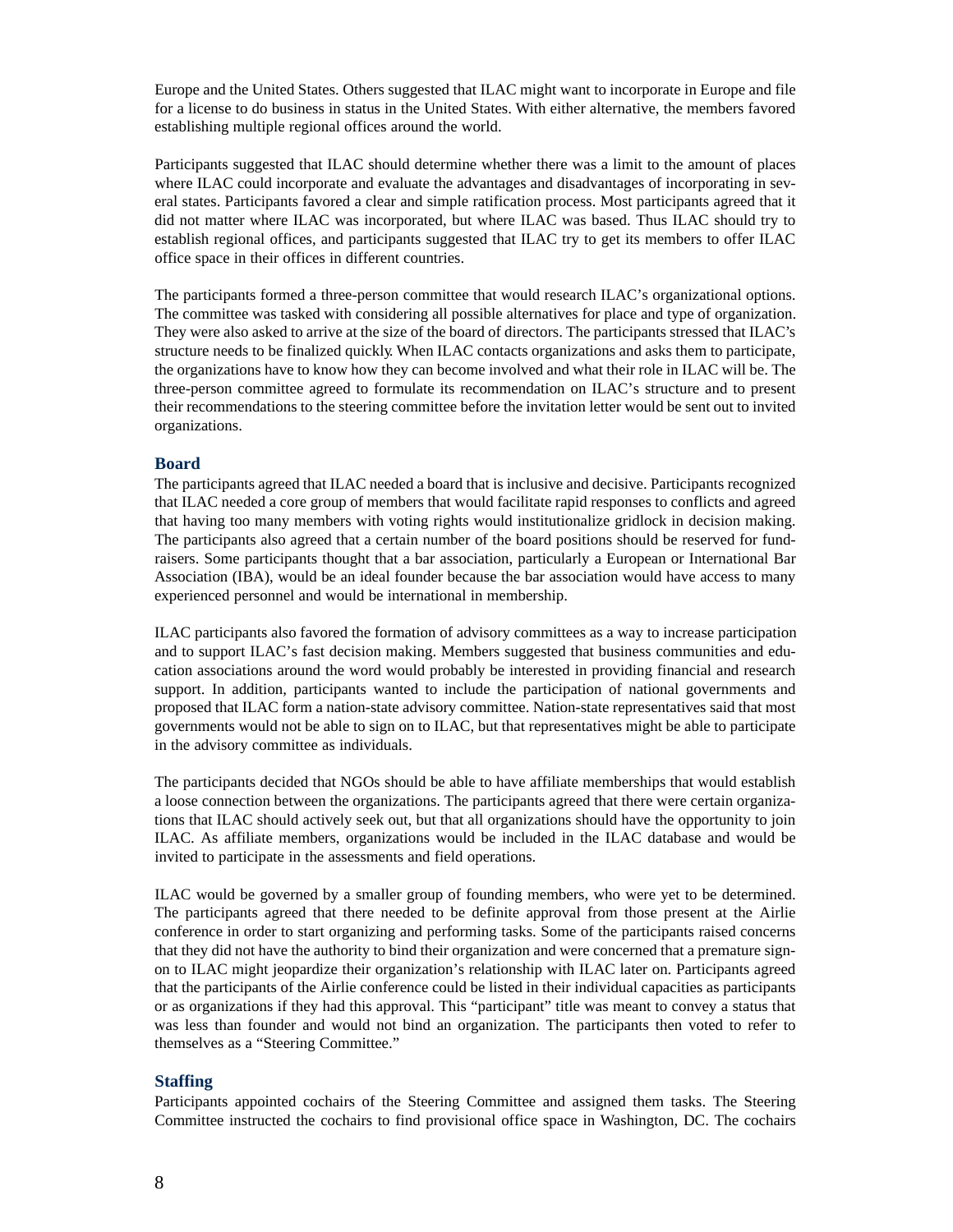Europe and the United States. Others suggested that ILAC might want to incorporate in Europe and file for a license to do business in status in the United States. With either alternative, the members favored establishing multiple regional offices around the world.

Participants suggested that ILAC should determine whether there was a limit to the amount of places where ILAC could incorporate and evaluate the advantages and disadvantages of incorporating in several states. Participants favored a clear and simple ratification process. Most participants agreed that it did not matter where ILAC was incorporated, but where ILAC was based. Thus ILAC should try to establish regional offices, and participants suggested that ILAC try to get its members to offer ILAC office space in their offices in different countries.

The participants formed a three-person committee that would research ILAC's organizational options. The committee was tasked with considering all possible alternatives for place and type of organization. They were also asked to arrive at the size of the board of directors. The participants stressed that ILAC's structure needs to be finalized quickly. When ILAC contacts organizations and asks them to participate, the organizations have to know how they can become involved and what their role in ILAC will be. The three-person committee agreed to formulate its recommendation on ILAC's structure and to present their recommendations to the steering committee before the invitation letter would be sent out to invited organizations.

### Board

The participants agreed that ILAC needed a board that is inclusive and decisive. Participants recognized that ILAC needed a core group of members that would facilitate rapid responses to conflicts and agreed that having too many members with voting rights would institutionalize gridlock in decision making. The participants also agreed that a certain number of the board positions should be reserved for fundraisers. Some participants thought that a bar association, particularly a European or International Bar Association (IBA), would be an ideal founder because the bar association would have access to many experienced personnel and would be international in membership.

ILAC participants also favored the formation of advisory committees as a way to increase participation and to support ILAC's fast decision making. Members suggested that business communities and education associations around the word would probably be interested in providing financial and research support. In addition, participants wanted to include the participation of national governments and proposed that ILAC form a nation-state advisory committee. Nation-state representatives said that most governments would not be able to sign on to ILAC, but that representatives might be able to participate in the advisory committee as individuals.

The participants decided that NGOs should be able to have affiliate memberships that would establish a loose connection between the organizations. The participants agreed that there were certain organizations that ILAC should actively seek out, but that all organizations should have the opportunity to join ILAC. As affiliate members, organizations would be included in the ILAC database and would be invited to participate in the assessments and field operations.

ILAC would be governed by a smaller group of founding members, who were yet to be determined. The participants agreed that there needed to be definite approval from those present at the Airlie conference in order to start organizing and performing tasks. Some of the participants raised concerns that they did not have the authority to bind their organization and were concerned that a premature sign-on to ILAC might jeopardize their organization's relationship with ILAC later on. Participants agreed that the participants of the Airlie conference could be listed in their individual capacities as participants or as organizations if they had this approval. This "participant" title was meant to convey a status that was less than founder and would not bind an organization. The participants then voted to refer to themselves as a "Steering Committee."

### Staffing

Participants appointed cochairs of the Steering Committee and assigned them tasks. The Steering Committee instructed the cochairs to find provisional office space in Washington, DC. The cochairs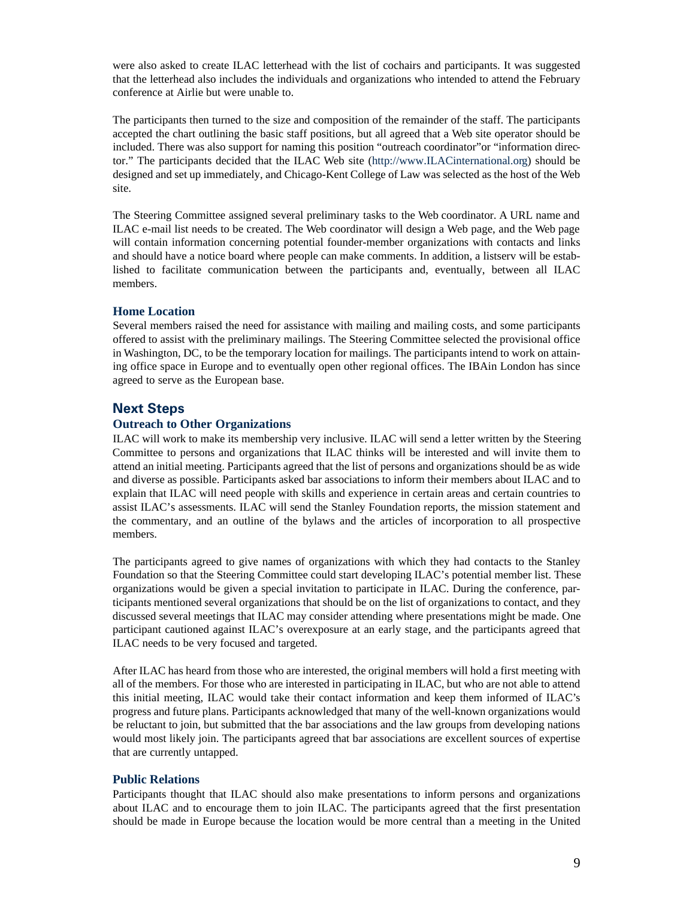were also asked to create ILAC letterhead with the list of cochairs and participants. It was suggested that the letterhead also includes the individuals and organizations who intended to attend the February conference at Airlie but were unable to.

The participants then turned to the size and composition of the remainder of the staff. The participants accepted the chart outlining the basic staff positions, but all agreed that a Web site operator should be included. There was also support for naming this position "outreach coordinator"or "information director." The participants decided that the ILAC Web site (http://www.ILACinternational.org) should be designed and set up immediately, and Chicago-Kent College of Law was selected as the host of the Web site.

The Steering Committee assigned several preliminary tasks to the Web coordinator. A URL name and ILAC e-mail list needs to be created. The Web coordinator will design a Web page, and the Web page will contain information concerning potential founder-member organizations with contacts and links and should have a notice board where people can make comments. In addition, a listserv will be established to facilitate communication between the participants and, eventually, between all ILAC members.

### Home Location

Several members raised the need for assistance with mailing and mailing costs, and some participants offered to assist with the preliminary mailings. The Steering Committee selected the provisional office in Washington, DC, to be the temporary location for mailings. The participants intend to work on attaining office space in Europe and to eventually open other regional offices. The IBAin London has since agreed to serve as the European base.

## Next Steps

### Outreach to Other Organizations

ILAC will work to make its membership very inclusive. ILAC will send a letter written by the Steering Committee to persons and organizations that ILAC thinks will be interested and will invite them to attend an initial meeting. Participants agreed that the list of persons and organizations should be as wide and diverse as possible. Participants asked bar associations to inform their members about ILAC and to explain that ILAC will need people with skills and experience in certain areas and certain countries to assist ILAC's assessments. ILAC will send the Stanley Foundation reports, the mission statement and the commentary, and an outline of the bylaws and the articles of incorporation to all prospective members.

The participants agreed to give names of organizations with which they had contacts to the Stanley Foundation so that the Steering Committee could start developing ILAC's potential member list. These organizations would be given a special invitation to participate in ILAC. During the conference, participants mentioned several organizations that should be on the list of organizations to contact, and they discussed several meetings that ILAC may consider attending where presentations might be made. One participant cautioned against ILAC's overexposure at an early stage, and the participants agreed that ILAC needs to be very focused and targeted.

After ILAC has heard from those who are interested, the original members will hold a first meeting with all of the members. For those who are interested in participating in ILAC, but who are not able to attend this initial meeting, ILAC would take their contact information and keep them informed of ILAC's progress and future plans. Participants acknowledged that many of the well-known organizations would be reluctant to join, but submitted that the bar associations and the law groups from developing nations would most likely join. The participants agreed that bar associations are excellent sources of expertise that are currently untapped.

### Public Relations

Participants thought that ILAC should also make presentations to inform persons and organizations about ILAC and to encourage them to join ILAC. The participants agreed that the first presentation should be made in Europe because the location would be more central than a meeting in the United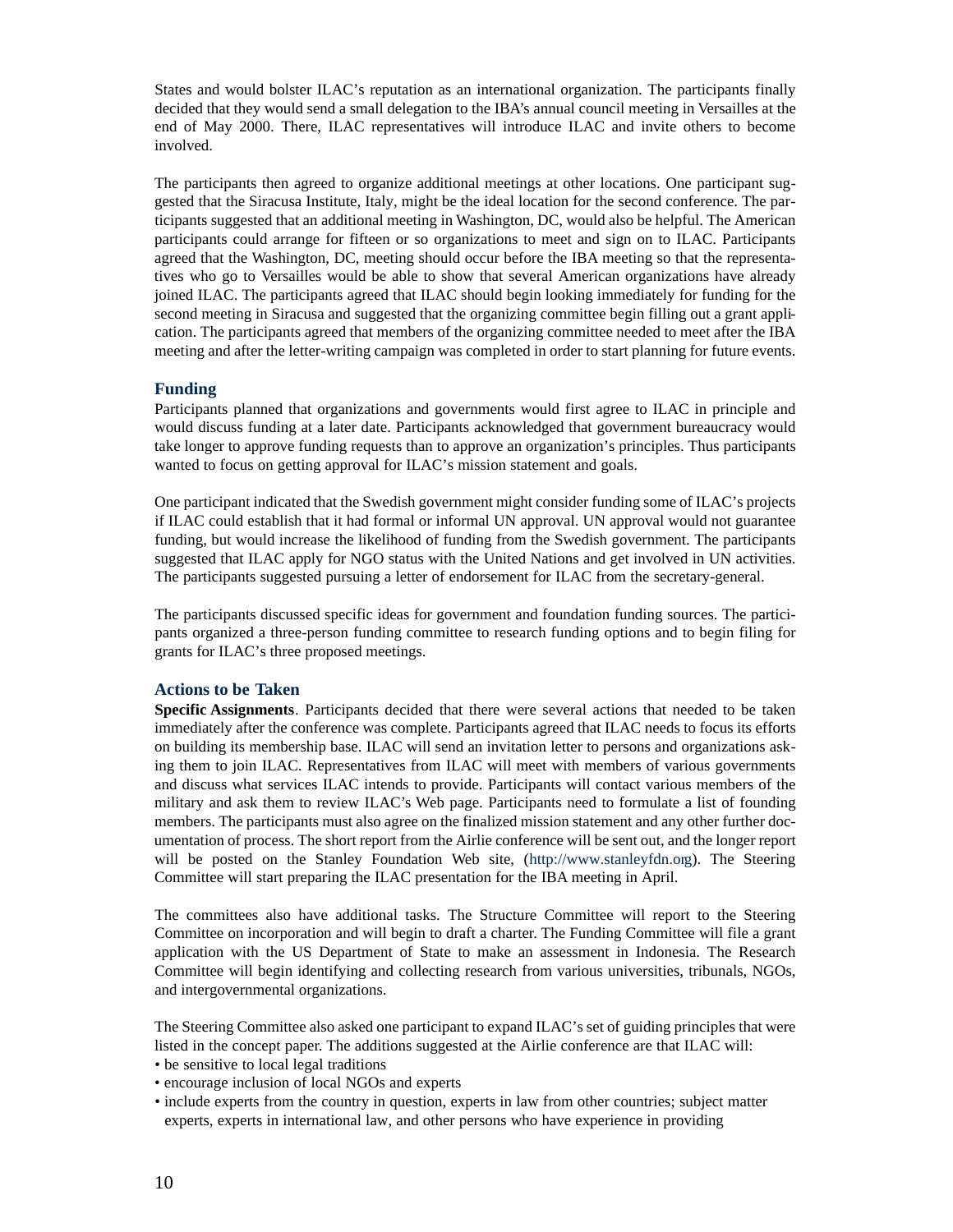States and would bolster ILAC's reputation as an international organization. The participants finally decided that they would send a small delegation to the IBA's annual council meeting in Versailles at the end of May 2000. There, ILAC representatives will introduce ILAC and invite others to become involved.

The participants then agreed to organize additional meetings at other locations. One participant suggested that the Siracusa Institute, Italy, might be the ideal location for the second conference. The participants suggested that an additional meeting in Washington, DC, would also be helpful. The American participants could arrange for fifteen or so organizations to meet and sign on to ILAC. Participants agreed that the Washington, DC, meeting should occur before the IBA meeting so that the representatives who go to Versailles would be able to show that several American organizations have already joined ILAC. The participants agreed that ILAC should begin looking immediately for funding for the second meeting in Siracusa and suggested that the organizing committee begin filling out a grant application. The participants agreed that members of the organizing committee needed to meet after the IBA meeting and after the letter-writing campaign was completed in order to start planning for future events.

### Funding

Participants planned that organizations and governments would first agree to ILAC in principle and would discuss funding at a later date. Participants acknowledged that government bureaucracy would take longer to approve funding requests than to approve an organization's principles. Thus participants wanted to focus on getting approval for ILAC's mission statement and goals.

One participant indicated that the Swedish government might consider funding some of ILAC's projects if ILAC could establish that it had formal or informal UN approval. UN approval would not guarantee funding, but would increase the likelihood of funding from the Swedish government. The participants suggested that ILAC apply for NGO status with the United Nations and get involved in UN activities. The participants suggested pursuing a letter of endorsement for ILAC from the secretary-general.

The participants discussed specific ideas for government and foundation funding sources. The participants organized a three-person funding committee to research funding options and to begin filing for grants for ILAC's three proposed meetings.

### Actions to be Taken

**Specific Assignments**. Participants decided that there were several actions that needed to be taken immediately after the conference was complete. Participants agreed that ILAC needs to focus its efforts on building its membership base. ILAC will send an invitation letter to persons and organizations asking them to join ILAC. Representatives from ILAC will meet with members of various governments and discuss what services ILAC intends to provide. Participants will contact various members of the military and ask them to review ILAC's Web page. Participants need to formulate a list of founding members. The participants must also agree on the finalized mission statement and any other further documentation of process. The short report from the Airlie conference will be sent out, and the longer report will be posted on the Stanley Foundation Web site, (http://www.stanleyfdn.org). The Steering Committee will start preparing the ILAC presentation for the IBA meeting in April.

The committees also have additional tasks. The Structure Committee will report to the Steering Committee on incorporation and will begin to draft a charter. The Funding Committee will file a grant application with the US Department of State to make an assessment in Indonesia. The Research Committee will begin identifying and collecting research from various universities, tribunals, NGOs, and intergovernmental organizations.

The Steering Committee also asked one participant to expand ILAC's set of guiding principles that were listed in the concept paper. The additions suggested at the Airlie conference are that ILAC will:

- be sensitive to local legal traditions
- encourage inclusion of local NGOs and experts
- include experts from the country in question, experts in law from other countries; subject matter experts, experts in international law, and other persons who have experience in providing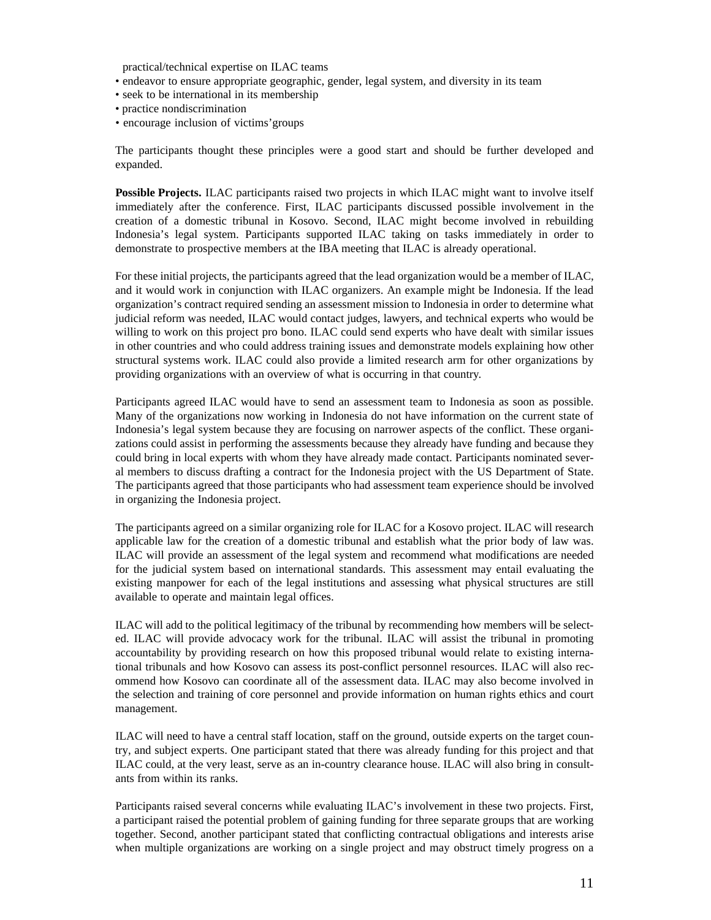practical/technical expertise on ILAC teams

- endeavor to ensure appropriate geographic, gender, legal system, and diversity in its team
- seek to be international in its membership
- practice nondiscrimination
- encourage inclusion of victims'groups

The participants thought these principles were a good start and should be further developed and expanded.

**Possible Projects.** ILAC participants raised two projects in which ILAC might want to involve itself immediately after the conference. First, ILAC participants discussed possible involvement in the creation of a domestic tribunal in Kosovo. Second, ILAC might become involved in rebuilding Indonesia's legal system. Participants supported ILAC taking on tasks immediately in order to demonstrate to prospective members at the IBA meeting that ILAC is already operational.

For these initial projects, the participants agreed that the lead organization would be a member of ILAC, and it would work in conjunction with ILAC organizers. An example might be Indonesia. If the lead organization's contract required sending an assessment mission to Indonesia in order to determine what judicial reform was needed, ILAC would contact judges, lawyers, and technical experts who would be willing to work on this project pro bono. ILAC could send experts who have dealt with similar issues in other countries and who could address training issues and demonstrate models explaining how other structural systems work. ILAC could also provide a limited research arm for other organizations by providing organizations with an overview of what is occurring in that country.

Participants agreed ILAC would have to send an assessment team to Indonesia as soon as possible. Many of the organizations now working in Indonesia do not have information on the current state of Indonesia's legal system because they are focusing on narrower aspects of the conflict. These organizations could assist in performing the assessments because they already have funding and because they could bring in local experts with whom they have already made contact. Participants nominated several members to discuss drafting a contract for the Indonesia project with the US Department of State. The participants agreed that those participants who had assessment team experience should be involved in organizing the Indonesia project.

The participants agreed on a similar organizing role for ILAC for a Kosovo project. ILAC will research applicable law for the creation of a domestic tribunal and establish what the prior body of law was. ILAC will provide an assessment of the legal system and recommend what modifications are needed for the judicial system based on international standards. This assessment may entail evaluating the existing manpower for each of the legal institutions and assessing what physical structures are still available to operate and maintain legal offices.

ILAC will add to the political legitimacy of the tribunal by recommending how members will be selected. ILAC will provide advocacy work for the tribunal. ILAC will assist the tribunal in promoting accountability by providing research on how this proposed tribunal would relate to existing international tribunals and how Kosovo can assess its post-conflict personnel resources. ILAC will also recommend how Kosovo can coordinate all of the assessment data. ILAC may also become involved in the selection and training of core personnel and provide information on human rights ethics and court management.

ILAC will need to have a central staff location, staff on the ground, outside experts on the target country, and subject experts. One participant stated that there was already funding for this project and that ILAC could, at the very least, serve as an in-country clearance house. ILAC will also bring in consultants from within its ranks.

Participants raised several concerns while evaluating ILAC's involvement in these two projects. First, a participant raised the potential problem of gaining funding for three separate groups that are working together. Second, another participant stated that conflicting contractual obligations and interests arise when multiple organizations are working on a single project and may obstruct timely progress on a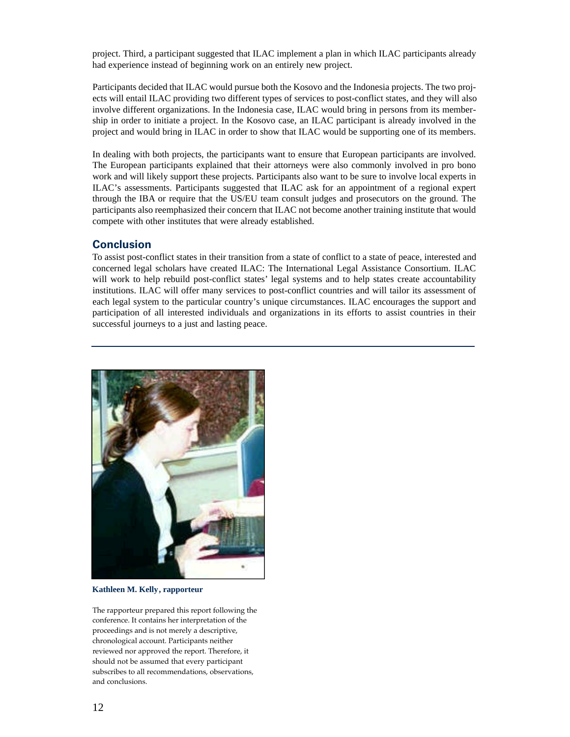project. Third, a participant suggested that ILAC implement a plan in which ILAC participants already had experience instead of beginning work on an entirely new project.

Participants decided that ILAC would pursue both the Kosovo and the Indonesia projects. The two projects will entail ILAC providing two different types of services to post-conflict states, and they will also involve different organizations. In the Indonesia case, ILAC would bring in persons from its membership in order to initiate a project. In the Kosovo case, an ILAC participant is already involved in the project and would bring in ILAC in order to show that ILAC would be supporting one of its members.

In dealing with both projects, the participants want to ensure that European participants are involved. The European participants explained that their attorneys were also commonly involved in pro bono work and will likely support these projects. Participants also want to be sure to involve local experts in ILAC's assessments. Participants suggested that ILAC ask for an appointment of a regional expert through the IBA or require that the US/EU team consult judges and prosecutors on the ground. The participants also reemphasized their concern that ILAC not become another training institute that would compete with other institutes that were already established.

## Conclusion

To assist post-conflict states in their transition from a state of conflict to a state of peace, interested and concerned legal scholars have created ILAC: The International Legal Assistance Consortium. ILAC will work to help rebuild post-conflict states' legal systems and to help states create accountability institutions. ILAC will offer many services to post-conflict countries and will tailor its assessment of each legal system to the particular country's unique circumstances. ILAC encourages the support and participation of all interested individuals and organizations in its efforts to assist countries in their successful journeys to a just and lasting peace.

---

**Kathleen M. Kelly, rapporteur**

The rapporteur prepared this report following the conference. It contains her interpretation of the proceedings and is not merely a descriptive, chronological account. Participants neither reviewed nor approved the report. Therefore, it should not be assumed that every participant subscribes to all recommendations, observations, and conclusions.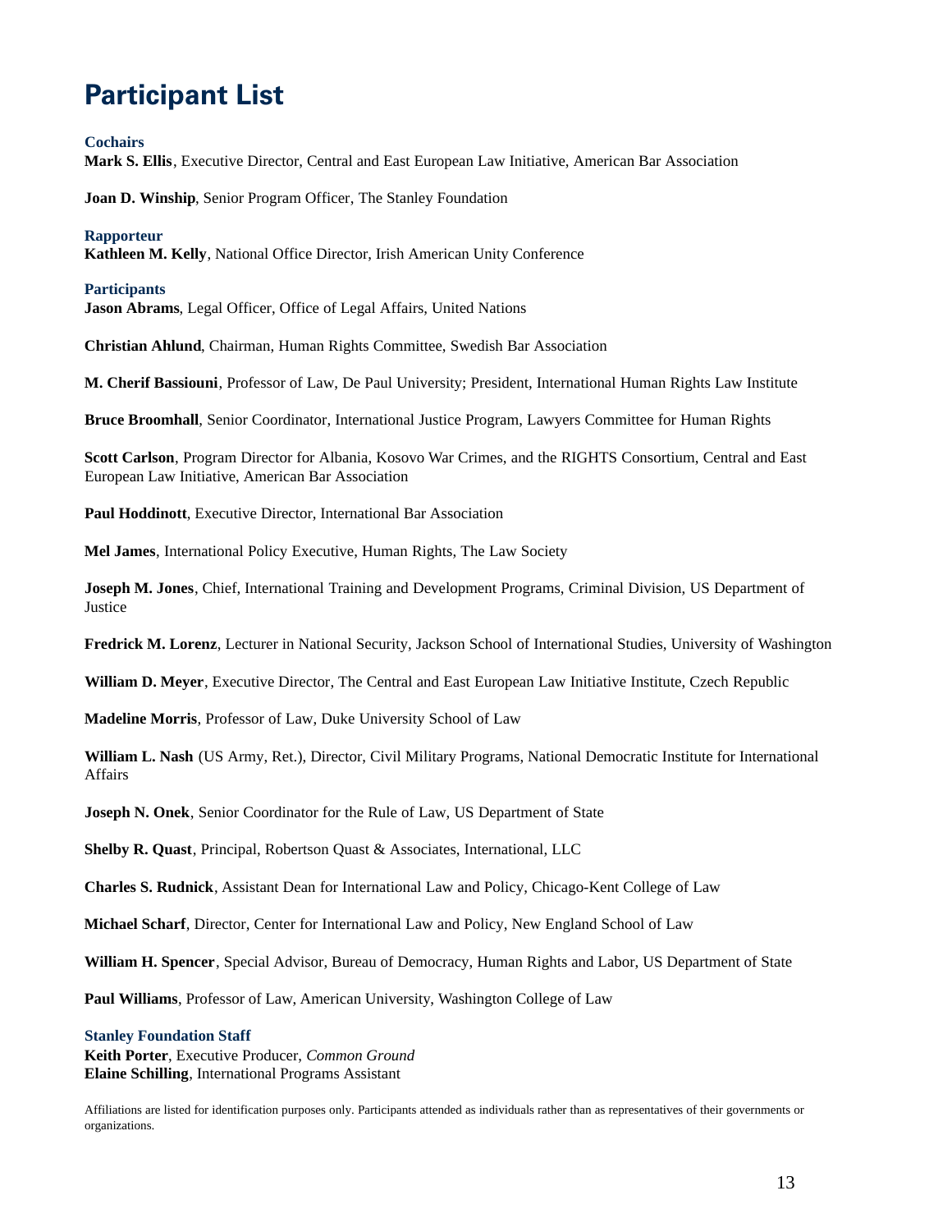# Participant List

### Cochairs

**Mark S. Ellis**, Executive Director, Central and East European Law Initiative, American Bar Association

**Joan D. Winship**, Senior Program Officer, The Stanley Foundation

### Rapporteur

**Kathleen M. Kelly**, National Office Director, Irish American Unity Conference

### Participants

**Jason Abrams**, Legal Officer, Office of Legal Affairs, United Nations

**Christian Ahlund**, Chairman, Human Rights Committee, Swedish Bar Association

**M. Cherif Bassiouni**, Professor of Law, De Paul University; President, International Human Rights Law Institute

**Bruce Broomhall**, Senior Coordinator, International Justice Program, Lawyers Committee for Human Rights

**Scott Carlson**, Program Director for Albania, Kosovo War Crimes, and the RIGHTS Consortium, Central and East European Law Initiative, American Bar Association

**Paul Hoddinott**, Executive Director, International Bar Association

**Mel James**, International Policy Executive, Human Rights, The Law Society

**Joseph M. Jones**, Chief, International Training and Development Programs, Criminal Division, US Department of Justice

**Fredrick M. Lorenz**, Lecturer in National Security, Jackson School of International Studies, University of Washington

**William D. Meyer**, Executive Director, The Central and East European Law Initiative Institute, Czech Republic

**Madeline Morris**, Professor of Law, Duke University School of Law

**William L. Nash** (US Army, Ret.), Director, Civil Military Programs, National Democratic Institute for International Affairs

**Joseph N. Onek**, Senior Coordinator for the Rule of Law, US Department of State

**Shelby R. Quast**, Principal, Robertson Quast & Associates, International, LLC

**Charles S. Rudnick**, Assistant Dean for International Law and Policy, Chicago-Kent College of Law

**Michael Scharf**, Director, Center for International Law and Policy, New England School of Law

**William H. Spencer**, Special Advisor, Bureau of Democracy, Human Rights and Labor, US Department of State

**Paul Williams**, Professor of Law, American University, Washington College of Law

### Stanley Foundation Staff

**Keith Porter**, Executive Producer, *Common Ground*
**Elaine Schilling**, International Programs Assistant

Affiliations are listed for identification purposes only. Participants attended as individuals rather than as representatives of their governments or organizations.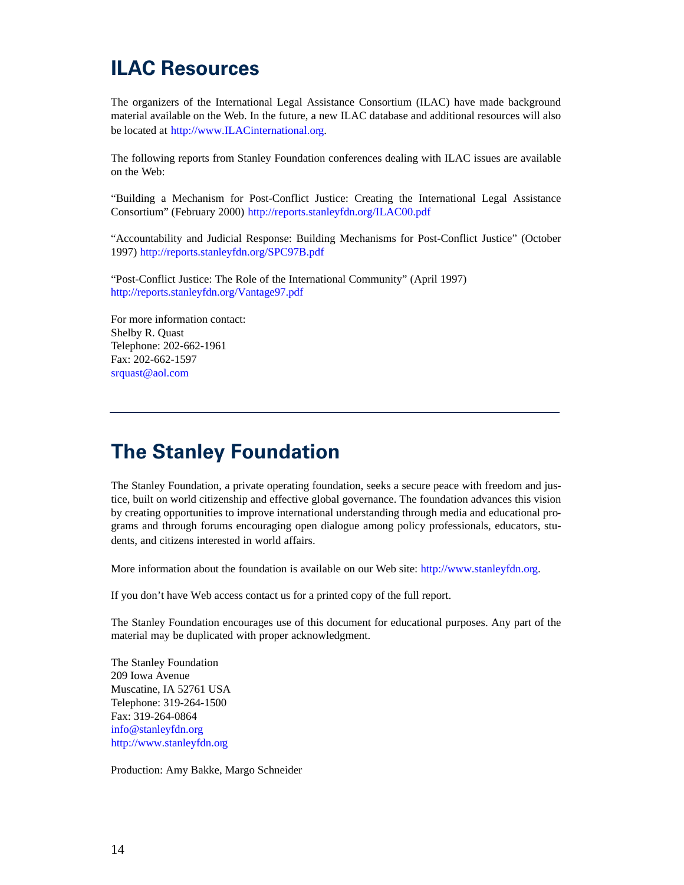## ILAC Resources

The organizers of the International Legal Assistance Consortium (ILAC) have made background material available on the Web. In the future, a new ILAC database and additional resources will also be located at http://www.ILACinternational.org.

The following reports from Stanley Foundation conferences dealing with ILAC issues are available on the Web:

"Building a Mechanism for Post-Conflict Justice: Creating the International Legal Assistance Consortium" (February 2000) http://reports.stanleyfdn.org/ILAC00.pdf

"Accountability and Judicial Response: Building Mechanisms for Post-Conflict Justice" (October 1997) http://reports.stanleyfdn.org/SPC97B.pdf

"Post-Conflict Justice: The Role of the International Community" (April 1997)
http://reports.stanleyfdn.org/Vantage97.pdf

For more information contact:
Shelby R. Quast
Telephone: 202-662-1961
Fax: 202-662-1597
srquast@aol.com

---

## The Stanley Foundation

The Stanley Foundation, a private operating foundation, seeks a secure peace with freedom and justice, built on world citizenship and effective global governance. The foundation advances this vision by creating opportunities to improve international understanding through media and educational programs and through forums encouraging open dialogue among policy professionals, educators, students, and citizens interested in world affairs.

More information about the foundation is available on our Web site: http://www.stanleyfdn.org.

If you don't have Web access contact us for a printed copy of the full report.

The Stanley Foundation encourages use of this document for educational purposes. Any part of the material may be duplicated with proper acknowledgment.

The Stanley Foundation
209 Iowa Avenue
Muscatine, IA 52761 USA
Telephone: 319-264-1500
Fax: 319-264-0864
info@stanleyfdn.org
http://www.stanleyfdn.org

Production: Amy Bakke, Margo Schneider